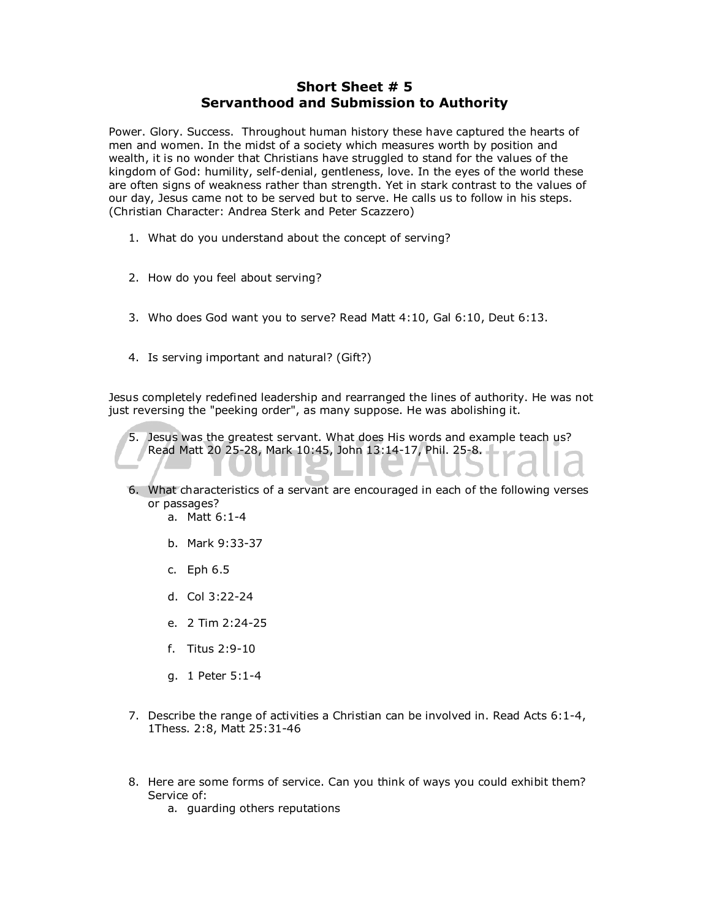# Short Sheet # 5
# Servanthood and Submission to Authority

Power. Glory. Success. Throughout human history these have captured the hearts of men and women. In the midst of a society which measures worth by position and wealth, it is no wonder that Christians have struggled to stand for the values of the kingdom of God: humility, self-denial, gentleness, love. In the eyes of the world these are often signs of weakness rather than strength. Yet in stark contrast to the values of our day, Jesus came not to be served but to serve. He calls us to follow in his steps. (Christian Character: Andrea Sterk and Peter Scazzero)

1. What do you understand about the concept of serving?

2. How do you feel about serving?

3. Who does God want you to serve? Read Matt 4:10, Gal 6:10, Deut 6:13.

4. Is serving important and natural? (Gift?)

Jesus completely redefined leadership and rearranged the lines of authority. He was not just reversing the "peeking order", as many suppose. He was abolishing it.

5. Jesus was the greatest servant. What does His words and example teach us? Read Matt 20 25-28, Mark 10:45, John 13:14-17, Phil. 25-8.

6. What characteristics of a servant are encouraged in each of the following verses or passages?
   a. Matt 6:1-4

   b. Mark 9:33-37

   c. Eph 6.5

   d. Col 3:22-24

   e. 2 Tim 2:24-25

   f. Titus 2:9-10

   g. 1 Peter 5:1-4

7. Describe the range of activities a Christian can be involved in. Read Acts 6:1-4, 1Thess. 2:8, Matt 25:31-46

8. Here are some forms of service. Can you think of ways you could exhibit them? Service of:
   a. guarding others reputations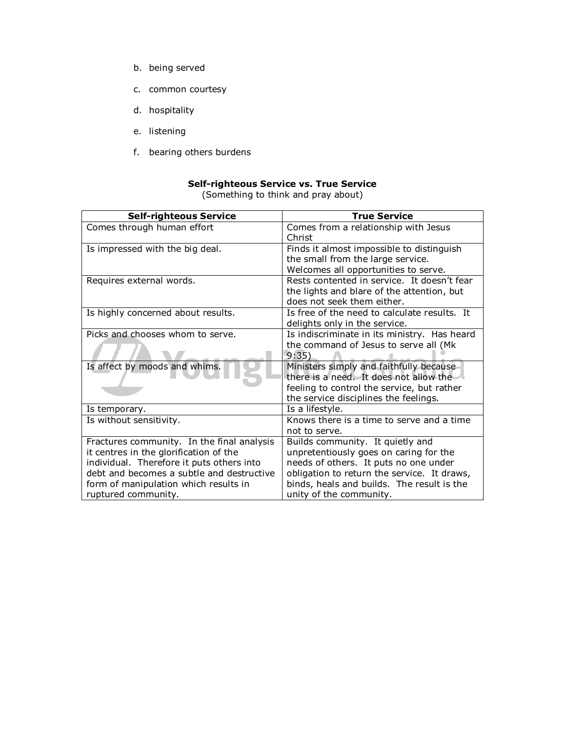b. being served

c. common courtesy

d. hospitality

e. listening

f. bearing others burdens

**Self-righteous Service vs. True Service**
(Something to think and pray about)

| Self-righteous Service | True Service |
|---|---|
| Comes through human effort | Comes from a relationship with Jesus Christ |
| Is impressed with the big deal. | Finds it almost impossible to distinguish the small from the large service. Welcomes all opportunities to serve. |
| Requires external words. | Rests contented in service. It doesn't fear the lights and blare of the attention, but does not seek them either. |
| Is highly concerned about results. | Is free of the need to calculate results. It delights only in the service. |
| Picks and chooses whom to serve. | Is indiscriminate in its ministry. Has heard the command of Jesus to serve all (Mk 9:35) |
| Is affect by moods and whims. | Ministers simply and faithfully because there is a need. It does not allow the feeling to control the service, but rather the service disciplines the feelings. |
| Is temporary. | Is a lifestyle. |
| Is without sensitivity. | Knows there is a time to serve and a time not to serve. |
| Fractures community. In the final analysis it centres in the glorification of the individual. Therefore it puts others into debt and becomes a subtle and destructive form of manipulation which results in ruptured community. | Builds community. It quietly and unpretentiously goes on caring for the needs of others. It puts no one under obligation to return the service. It draws, binds, heals and builds. The result is the unity of the community. |